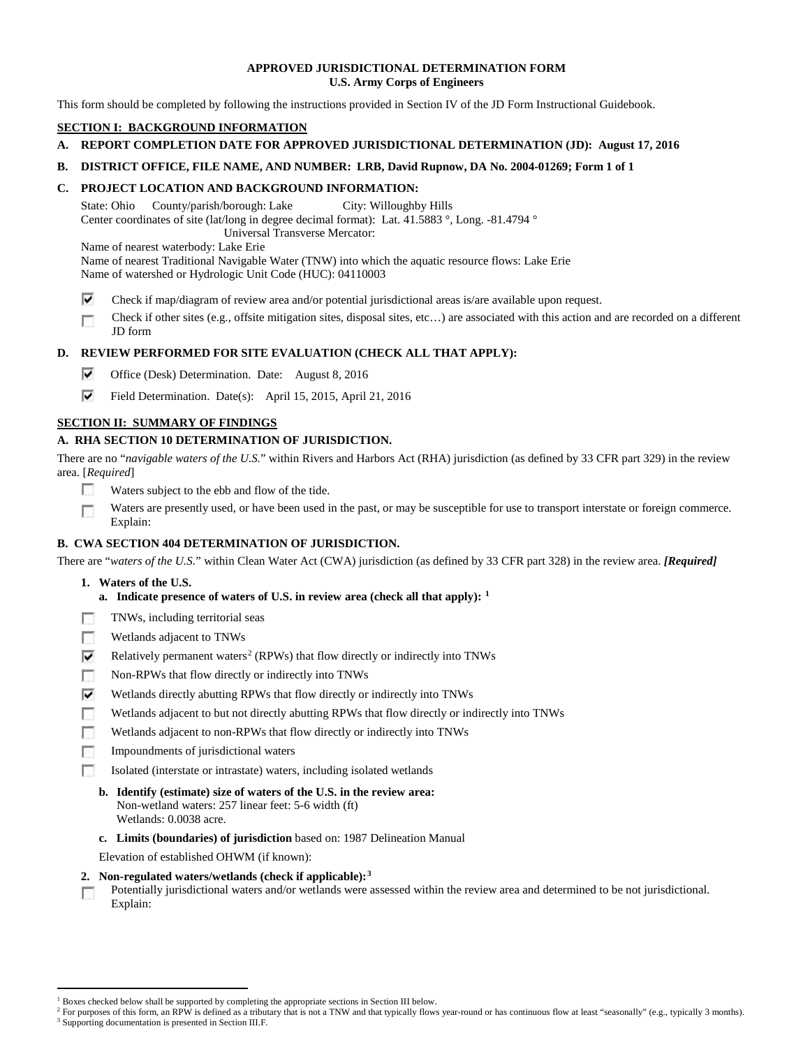**APPROVED JURISDICTIONAL DETERMINATION FORM**
**U.S. Army Corps of Engineers**

This form should be completed by following the instructions provided in Section IV of the JD Form Instructional Guidebook.

## SECTION I: BACKGROUND INFORMATION

**A. REPORT COMPLETION DATE FOR APPROVED JURISDICTIONAL DETERMINATION (JD): August 17, 2016**

**B. DISTRICT OFFICE, FILE NAME, AND NUMBER: LRB, David Rupnow, DA No. 2004-01269; Form 1 of 1**

**C. PROJECT LOCATION AND BACKGROUND INFORMATION:**

State: Ohio County/parish/borough: Lake City: Willoughby Hills
Center coordinates of site (lat/long in degree decimal format): Lat. 41.5883 °, Long. -81.4794 °
Universal Transverse Mercator:
Name of nearest waterbody: Lake Erie
Name of nearest Traditional Navigable Water (TNW) into which the aquatic resource flows: Lake Erie
Name of watershed or Hydrologic Unit Code (HUC): 04110003

- [x] Check if map/diagram of review area and/or potential jurisdictional areas is/are available upon request.
- [ ] Check if other sites (e.g., offsite mitigation sites, disposal sites, etc…) are associated with this action and are recorded on a different JD form

**D. REVIEW PERFORMED FOR SITE EVALUATION (CHECK ALL THAT APPLY):**

- [x] Office (Desk) Determination. Date: August 8, 2016
- [x] Field Determination. Date(s): April 15, 2015, April 21, 2016

## SECTION II: SUMMARY OF FINDINGS

**A. RHA SECTION 10 DETERMINATION OF JURISDICTION.**

There are no "*navigable waters of the U.S.*" within Rivers and Harbors Act (RHA) jurisdiction (as defined by 33 CFR part 329) in the review area. [*Required*]

- [ ] Waters subject to the ebb and flow of the tide.
- [ ] Waters are presently used, or have been used in the past, or may be susceptible for use to transport interstate or foreign commerce. Explain:

**B. CWA SECTION 404 DETERMINATION OF JURISDICTION.**

There are "*waters of the U.S.*" within Clean Water Act (CWA) jurisdiction (as defined by 33 CFR part 328) in the review area. ***[Required]***

**1. Waters of the U.S.**

**a. Indicate presence of waters of U.S. in review area (check all that apply):** [1]

- [ ] TNWs, including territorial seas
- [ ] Wetlands adjacent to TNWs
- [x] Relatively permanent waters[2] (RPWs) that flow directly or indirectly into TNWs
- [ ] Non-RPWs that flow directly or indirectly into TNWs
- [x] Wetlands directly abutting RPWs that flow directly or indirectly into TNWs
- [ ] Wetlands adjacent to but not directly abutting RPWs that flow directly or indirectly into TNWs
- [ ] Wetlands adjacent to non-RPWs that flow directly or indirectly into TNWs
- [ ] Impoundments of jurisdictional waters
- [ ] Isolated (interstate or intrastate) waters, including isolated wetlands

**b. Identify (estimate) size of waters of the U.S. in the review area:**
Non-wetland waters: 257 linear feet: 5-6 width (ft)
Wetlands: 0.0038 acre.

**c. Limits (boundaries) of jurisdiction** based on: 1987 Delineation Manual

Elevation of established OHWM (if known):

**2. Non-regulated waters/wetlands (check if applicable):**[3]

- [ ] Potentially jurisdictional waters and/or wetlands were assessed within the review area and determined to be not jurisdictional. Explain:

---

[1] Boxes checked below shall be supported by completing the appropriate sections in Section III below.
[2] For purposes of this form, an RPW is defined as a tributary that is not a TNW and that typically flows year-round or has continuous flow at least "seasonally" (e.g., typically 3 months).
[3] Supporting documentation is presented in Section III.F.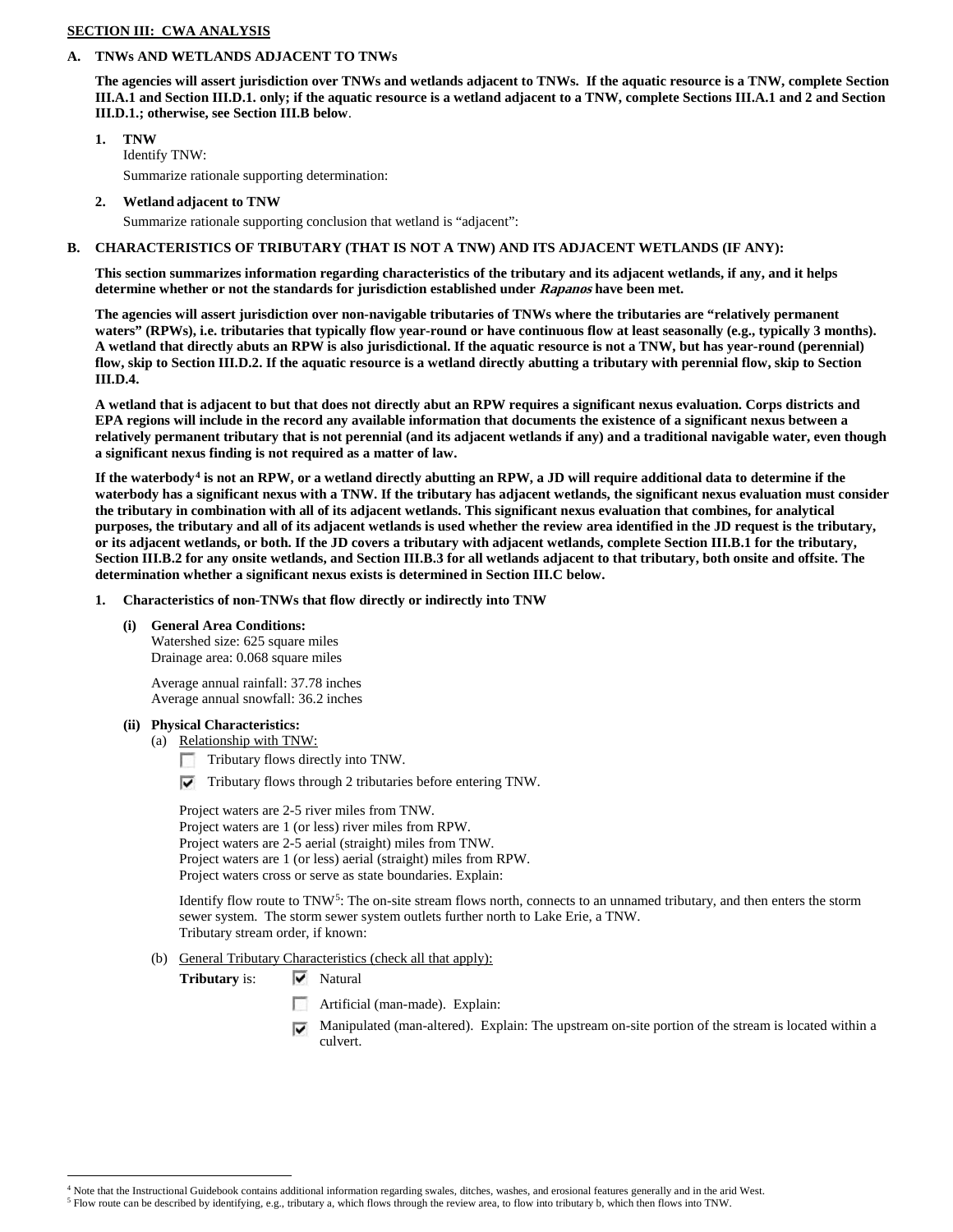**SECTION III: CWA ANALYSIS**

**A. TNWs AND WETLANDS ADJACENT TO TNWs**

**The agencies will assert jurisdiction over TNWs and wetlands adjacent to TNWs. If the aquatic resource is a TNW, complete Section III.A.1 and Section III.D.1. only; if the aquatic resource is a wetland adjacent to a TNW, complete Sections III.A.1 and 2 and Section III.D.1.; otherwise, see Section III.B below**.

**1. TNW**

Identify TNW:

Summarize rationale supporting determination:

**2. Wetland adjacent to TNW**

Summarize rationale supporting conclusion that wetland is "adjacent":

**B. CHARACTERISTICS OF TRIBUTARY (THAT IS NOT A TNW) AND ITS ADJACENT WETLANDS (IF ANY):**

**This section summarizes information regarding characteristics of the tributary and its adjacent wetlands, if any, and it helps determine whether or not the standards for jurisdiction established under *Rapanos* have been met.**

**The agencies will assert jurisdiction over non-navigable tributaries of TNWs where the tributaries are "relatively permanent waters" (RPWs), i.e. tributaries that typically flow year-round or have continuous flow at least seasonally (e.g., typically 3 months). A wetland that directly abuts an RPW is also jurisdictional. If the aquatic resource is not a TNW, but has year-round (perennial) flow, skip to Section III.D.2. If the aquatic resource is a wetland directly abutting a tributary with perennial flow, skip to Section III.D.4.**

**A wetland that is adjacent to but that does not directly abut an RPW requires a significant nexus evaluation. Corps districts and EPA regions will include in the record any available information that documents the existence of a significant nexus between a relatively permanent tributary that is not perennial (and its adjacent wetlands if any) and a traditional navigable water, even though a significant nexus finding is not required as a matter of law.**

**If the waterbody[4] is not an RPW, or a wetland directly abutting an RPW, a JD will require additional data to determine if the waterbody has a significant nexus with a TNW. If the tributary has adjacent wetlands, the significant nexus evaluation must consider the tributary in combination with all of its adjacent wetlands. This significant nexus evaluation that combines, for analytical purposes, the tributary and all of its adjacent wetlands is used whether the review area identified in the JD request is the tributary, or its adjacent wetlands, or both. If the JD covers a tributary with adjacent wetlands, complete Section III.B.1 for the tributary, Section III.B.2 for any onsite wetlands, and Section III.B.3 for all wetlands adjacent to that tributary, both onsite and offsite. The determination whether a significant nexus exists is determined in Section III.C below.**

**1. Characteristics of non-TNWs that flow directly or indirectly into TNW**

**(i) General Area Conditions:**

Watershed size: 625 square miles
Drainage area: 0.068 square miles

Average annual rainfall: 37.78 inches
Average annual snowfall: 36.2 inches

**(ii) Physical Characteristics:**

(a) Relationship with TNW:

☐ Tributary flows directly into TNW.

☑ Tributary flows through 2 tributaries before entering TNW.

Project waters are 2-5 river miles from TNW.
Project waters are 1 (or less) river miles from RPW.
Project waters are 2-5 aerial (straight) miles from TNW.
Project waters are 1 (or less) aerial (straight) miles from RPW.
Project waters cross or serve as state boundaries. Explain:

Identify flow route to TNW[5]: The on-site stream flows north, connects to an unnamed tributary, and then enters the storm sewer system. The storm sewer system outlets further north to Lake Erie, a TNW.
Tributary stream order, if known:

(b) General Tributary Characteristics (check all that apply):

**Tributary** is: ☑ Natural

☐ Artificial (man-made). Explain:

☑ Manipulated (man-altered). Explain: The upstream on-site portion of the stream is located within a culvert.

---

[4] Note that the Instructional Guidebook contains additional information regarding swales, ditches, washes, and erosional features generally and in the arid West.

[5] Flow route can be described by identifying, e.g., tributary a, which flows through the review area, to flow into tributary b, which then flows into TNW.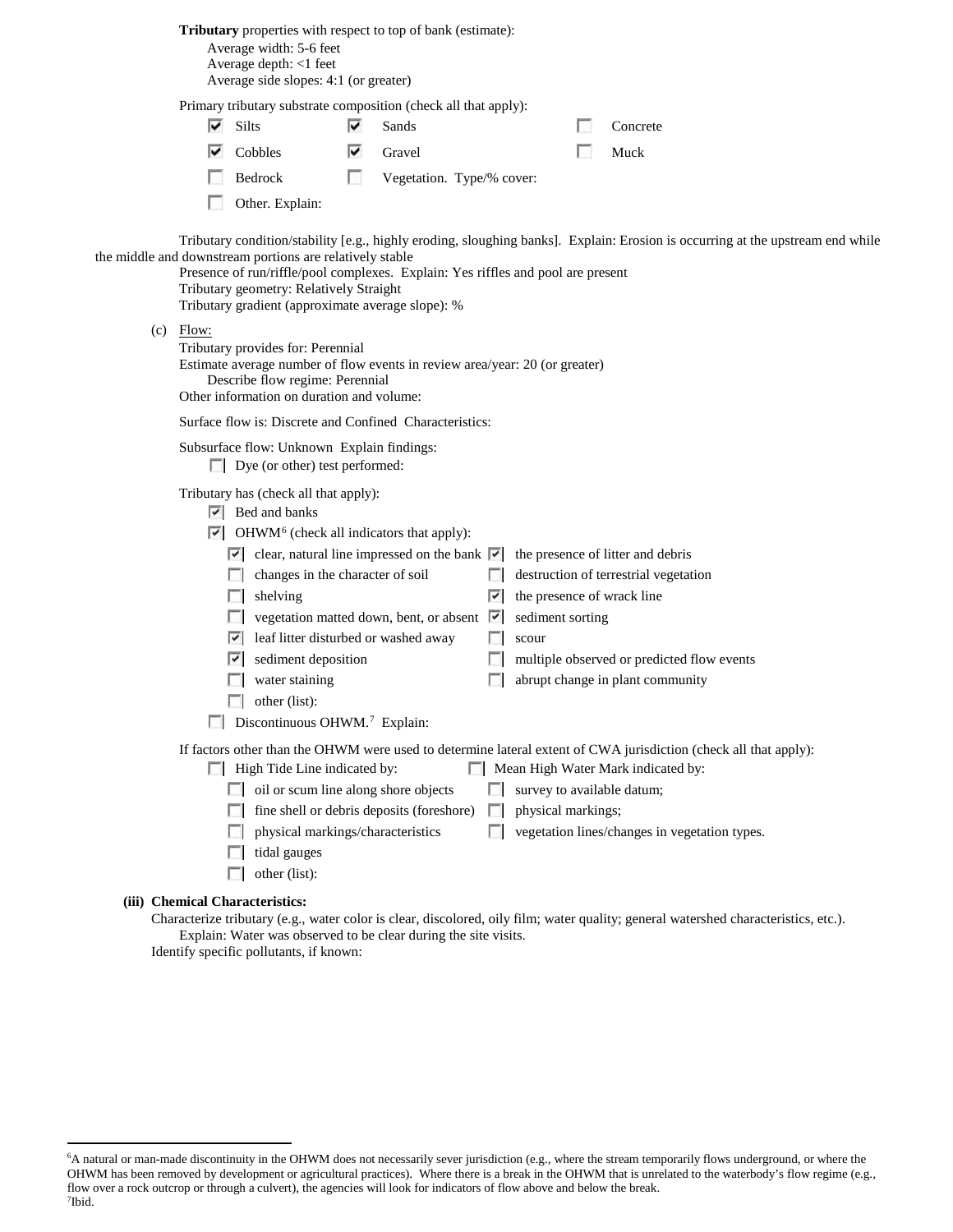**Tributary** properties with respect to top of bank (estimate):

Average width: 5-6 feet
Average depth: <1 feet
Average side slopes: 4:1 (or greater)

Primary tributary substrate composition (check all that apply):

- ☑ Silts
- ☑ Sands
- ☐ Concrete
- ☑ Cobbles
- ☑ Gravel
- ☐ Muck
- ☐ Bedrock
- ☐ Vegetation. Type/% cover:
- ☐ Other. Explain:

Tributary condition/stability [e.g., highly eroding, sloughing banks]. Explain: Erosion is occurring at the upstream end while the middle and downstream portions are relatively stable

Presence of run/riffle/pool complexes. Explain: Yes riffles and pool are present

Tributary geometry: Relatively Straight

Tributary gradient (approximate average slope): %

(c) Flow:

Tributary provides for: Perennial

Estimate average number of flow events in review area/year: 20 (or greater)

Describe flow regime: Perennial

Other information on duration and volume:

Surface flow is: Discrete and Confined Characteristics:

Subsurface flow: Unknown Explain findings:

- ☐ Dye (or other) test performed:

Tributary has (check all that apply):

- ☑ Bed and banks
- ☑ OHWM[6] (check all indicators that apply):
  - ☑ clear, natural line impressed on the bank
  - ☑ the presence of litter and debris
  - ☐ changes in the character of soil
  - ☐ destruction of terrestrial vegetation
  - ☐ shelving
  - ☑ the presence of wrack line
  - ☐ vegetation matted down, bent, or absent
  - ☑ sediment sorting
  - ☑ leaf litter disturbed or washed away
  - ☐ scour
  - ☑ sediment deposition
  - ☐ multiple observed or predicted flow events
  - ☐ water staining
  - ☐ abrupt change in plant community
  - ☐ other (list):
- ☐ Discontinuous OHWM.[7] Explain:

If factors other than the OHWM were used to determine lateral extent of CWA jurisdiction (check all that apply):

- ☐ High Tide Line indicated by:
  - ☐ oil or scum line along shore objects
  - ☐ fine shell or debris deposits (foreshore)
  - ☐ physical markings/characteristics
  - ☐ tidal gauges
  - ☐ other (list):
- ☐ Mean High Water Mark indicated by:
  - ☐ survey to available datum;
  - ☐ physical markings;
  - ☐ vegetation lines/changes in vegetation types.

**(iii) Chemical Characteristics:**

Characterize tributary (e.g., water color is clear, discolored, oily film; water quality; general watershed characteristics, etc.).

Explain: Water was observed to be clear during the site visits.

Identify specific pollutants, if known:

---

[6]A natural or man-made discontinuity in the OHWM does not necessarily sever jurisdiction (e.g., where the stream temporarily flows underground, or where the OHWM has been removed by development or agricultural practices). Where there is a break in the OHWM that is unrelated to the waterbody's flow regime (e.g., flow over a rock outcrop or through a culvert), the agencies will look for indicators of flow above and below the break.

[7]Ibid.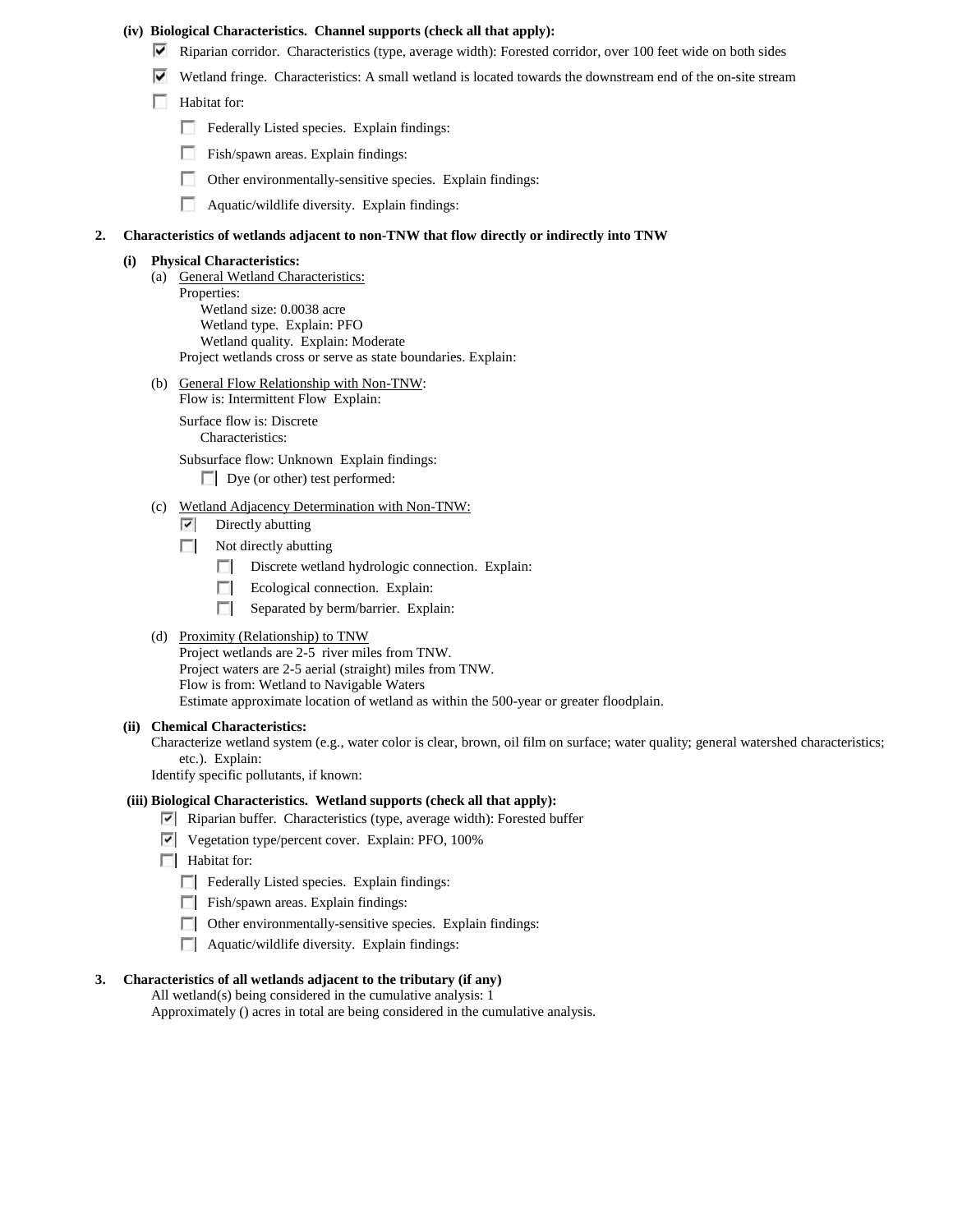**(iv) Biological Characteristics. Channel supports (check all that apply):**

- [x] Riparian corridor. Characteristics (type, average width): Forested corridor, over 100 feet wide on both sides
- [x] Wetland fringe. Characteristics: A small wetland is located towards the downstream end of the on-site stream
- [ ] Habitat for:
  - [ ] Federally Listed species. Explain findings:
  - [ ] Fish/spawn areas. Explain findings:
  - [ ] Other environmentally-sensitive species. Explain findings:
  - [ ] Aquatic/wildlife diversity. Explain findings:

**2. Characteristics of wetlands adjacent to non-TNW that flow directly or indirectly into TNW**

**(i) Physical Characteristics:**

(a) General Wetland Characteristics:
Properties:
Wetland size: 0.0038 acre
Wetland type. Explain: PFO
Wetland quality. Explain: Moderate
Project wetlands cross or serve as state boundaries. Explain:

(b) General Flow Relationship with Non-TNW:
Flow is: Intermittent Flow Explain:

Surface flow is: Discrete
Characteristics:

Subsurface flow: Unknown Explain findings:
- [ ] Dye (or other) test performed:

(c) Wetland Adjacency Determination with Non-TNW:
- [x] Directly abutting
- [ ] Not directly abutting
  - [ ] Discrete wetland hydrologic connection. Explain:
  - [ ] Ecological connection. Explain:
  - [ ] Separated by berm/barrier. Explain:

(d) Proximity (Relationship) to TNW
Project wetlands are 2-5 river miles from TNW.
Project waters are 2-5 aerial (straight) miles from TNW.
Flow is from: Wetland to Navigable Waters
Estimate approximate location of wetland as within the 500-year or greater floodplain.

**(ii) Chemical Characteristics:**
Characterize wetland system (e.g., water color is clear, brown, oil film on surface; water quality; general watershed characteristics; etc.). Explain:
Identify specific pollutants, if known:

**(iii) Biological Characteristics. Wetland supports (check all that apply):**

- [x] Riparian buffer. Characteristics (type, average width): Forested buffer
- [x] Vegetation type/percent cover. Explain: PFO, 100%
- [ ] Habitat for:
  - [ ] Federally Listed species. Explain findings:
  - [ ] Fish/spawn areas. Explain findings:
  - [ ] Other environmentally-sensitive species. Explain findings:
  - [ ] Aquatic/wildlife diversity. Explain findings:

**3. Characteristics of all wetlands adjacent to the tributary (if any)**
All wetland(s) being considered in the cumulative analysis: 1
Approximately () acres in total are being considered in the cumulative analysis.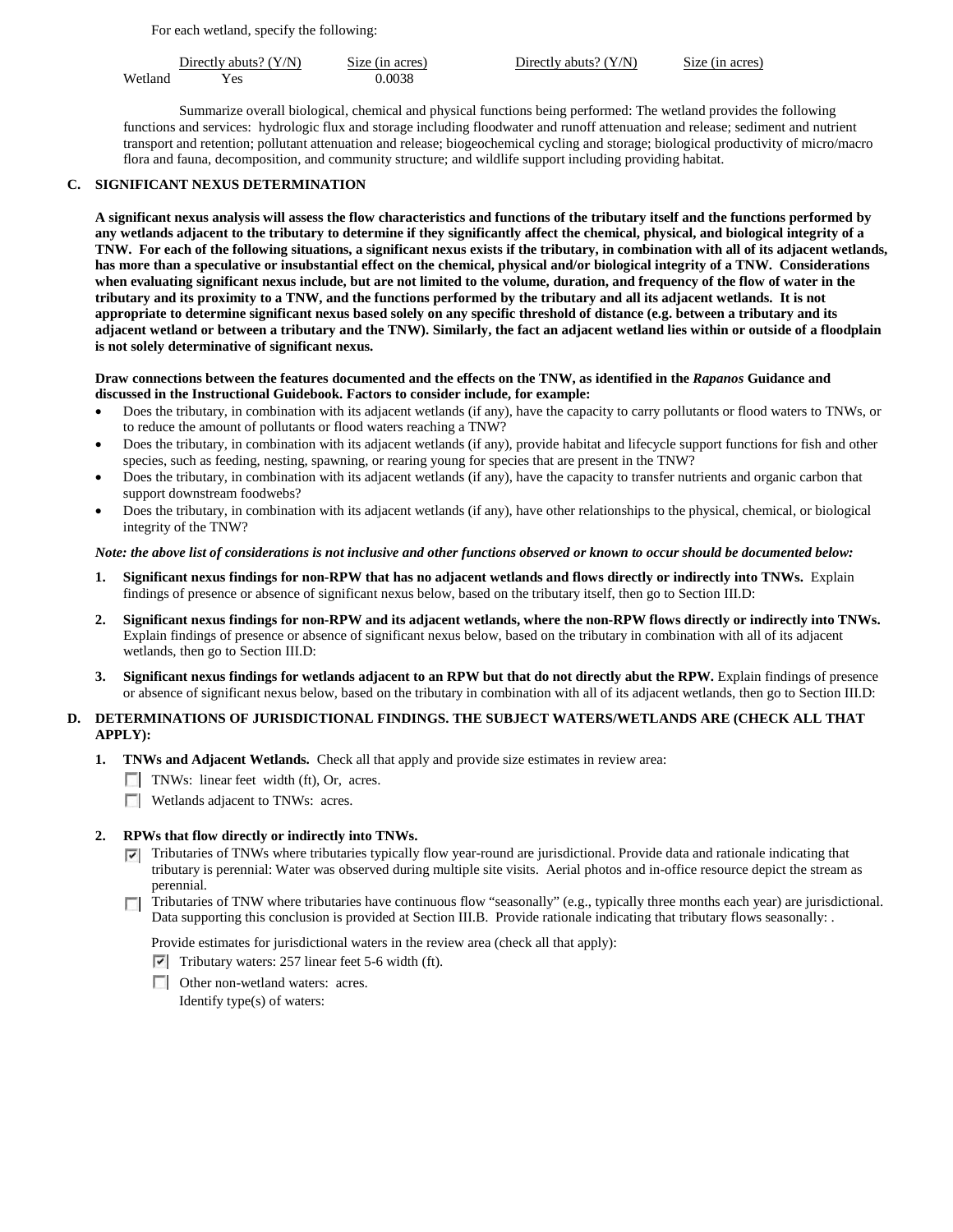For each wetland, specify the following:

| | Directly abuts? (Y/N) | Size (in acres) | Directly abuts? (Y/N) | Size (in acres) |
|---|---|---|---|---|
| Wetland | Yes | 0.0038 | | |

Summarize overall biological, chemical and physical functions being performed: The wetland provides the following functions and services: hydrologic flux and storage including floodwater and runoff attenuation and release; sediment and nutrient transport and retention; pollutant attenuation and release; biogeochemical cycling and storage; biological productivity of micro/macro flora and fauna, decomposition, and community structure; and wildlife support including providing habitat.

## C. SIGNIFICANT NEXUS DETERMINATION

**A significant nexus analysis will assess the flow characteristics and functions of the tributary itself and the functions performed by any wetlands adjacent to the tributary to determine if they significantly affect the chemical, physical, and biological integrity of a TNW. For each of the following situations, a significant nexus exists if the tributary, in combination with all of its adjacent wetlands, has more than a speculative or insubstantial effect on the chemical, physical and/or biological integrity of a TNW. Considerations when evaluating significant nexus include, but are not limited to the volume, duration, and frequency of the flow of water in the tributary and its proximity to a TNW, and the functions performed by the tributary and all its adjacent wetlands. It is not appropriate to determine significant nexus based solely on any specific threshold of distance (e.g. between a tributary and its adjacent wetland or between a tributary and the TNW). Similarly, the fact an adjacent wetland lies within or outside of a floodplain is not solely determinative of significant nexus.**

**Draw connections between the features documented and the effects on the TNW, as identified in the *Rapanos* Guidance and discussed in the Instructional Guidebook. Factors to consider include, for example:**

- Does the tributary, in combination with its adjacent wetlands (if any), have the capacity to carry pollutants or flood waters to TNWs, or to reduce the amount of pollutants or flood waters reaching a TNW?
- Does the tributary, in combination with its adjacent wetlands (if any), provide habitat and lifecycle support functions for fish and other species, such as feeding, nesting, spawning, or rearing young for species that are present in the TNW?
- Does the tributary, in combination with its adjacent wetlands (if any), have the capacity to transfer nutrients and organic carbon that support downstream foodwebs?
- Does the tributary, in combination with its adjacent wetlands (if any), have other relationships to the physical, chemical, or biological integrity of the TNW?

***Note: the above list of considerations is not inclusive and other functions observed or known to occur should be documented below:***

1. **Significant nexus findings for non-RPW that has no adjacent wetlands and flows directly or indirectly into TNWs.** Explain findings of presence or absence of significant nexus below, based on the tributary itself, then go to Section III.D:

2. **Significant nexus findings for non-RPW and its adjacent wetlands, where the non-RPW flows directly or indirectly into TNWs.** Explain findings of presence or absence of significant nexus below, based on the tributary in combination with all of its adjacent wetlands, then go to Section III.D:

3. **Significant nexus findings for wetlands adjacent to an RPW but that do not directly abut the RPW.** Explain findings of presence or absence of significant nexus below, based on the tributary in combination with all of its adjacent wetlands, then go to Section III.D:

## D. DETERMINATIONS OF JURISDICTIONAL FINDINGS. THE SUBJECT WATERS/WETLANDS ARE (CHECK ALL THAT APPLY):

1. **TNWs and Adjacent Wetlands.** Check all that apply and provide size estimates in review area:
   - ☐ TNWs: linear feet width (ft), Or, acres.
   - ☐ Wetlands adjacent to TNWs: acres.

2. **RPWs that flow directly or indirectly into TNWs.**
   - ☑ Tributaries of TNWs where tributaries typically flow year-round are jurisdictional. Provide data and rationale indicating that tributary is perennial: Water was observed during multiple site visits. Aerial photos and in-office resource depict the stream as perennial.
   - ☐ Tributaries of TNW where tributaries have continuous flow "seasonally" (e.g., typically three months each year) are jurisdictional. Data supporting this conclusion is provided at Section III.B. Provide rationale indicating that tributary flows seasonally: .

   Provide estimates for jurisdictional waters in the review area (check all that apply):
   - ☑ Tributary waters: 257 linear feet 5-6 width (ft).
   - ☐ Other non-wetland waters: acres.
     Identify type(s) of waters: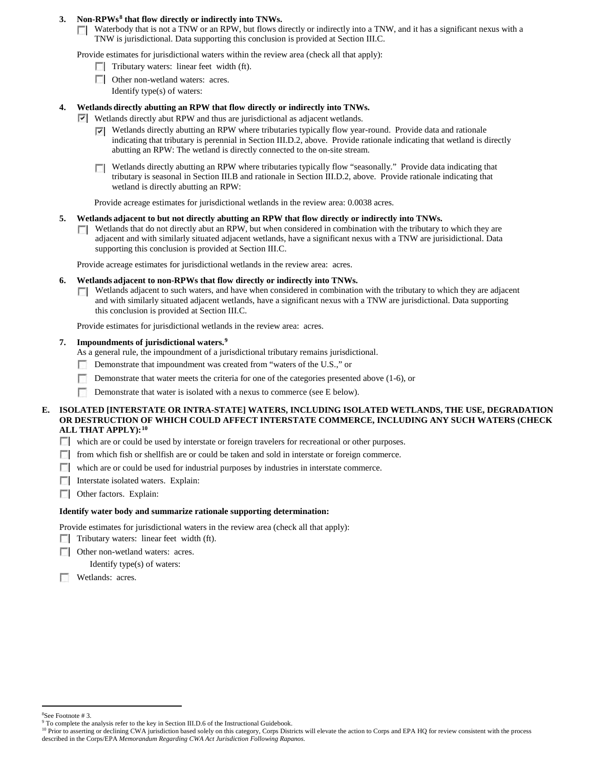**3. Non-RPWs[8] that flow directly or indirectly into TNWs.**

☐ Waterbody that is not a TNW or an RPW, but flows directly or indirectly into a TNW, and it has a significant nexus with a TNW is jurisdictional. Data supporting this conclusion is provided at Section III.C.

Provide estimates for jurisdictional waters within the review area (check all that apply):

☐ Tributary waters: linear feet width (ft).

☐ Other non-wetland waters: acres.

Identify type(s) of waters:

**4. Wetlands directly abutting an RPW that flow directly or indirectly into TNWs.**

☑ Wetlands directly abut RPW and thus are jurisdictional as adjacent wetlands.

☑ Wetlands directly abutting an RPW where tributaries typically flow year-round. Provide data and rationale indicating that tributary is perennial in Section III.D.2, above. Provide rationale indicating that wetland is directly abutting an RPW: The wetland is directly connected to the on-site stream.

☐ Wetlands directly abutting an RPW where tributaries typically flow "seasonally." Provide data indicating that tributary is seasonal in Section III.B and rationale in Section III.D.2, above. Provide rationale indicating that wetland is directly abutting an RPW:

Provide acreage estimates for jurisdictional wetlands in the review area: 0.0038 acres.

**5. Wetlands adjacent to but not directly abutting an RPW that flow directly or indirectly into TNWs.**

☐ Wetlands that do not directly abut an RPW, but when considered in combination with the tributary to which they are adjacent and with similarly situated adjacent wetlands, have a significant nexus with a TNW are jurisidictional. Data supporting this conclusion is provided at Section III.C.

Provide acreage estimates for jurisdictional wetlands in the review area: acres.

**6. Wetlands adjacent to non-RPWs that flow directly or indirectly into TNWs.**

☐ Wetlands adjacent to such waters, and have when considered in combination with the tributary to which they are adjacent and with similarly situated adjacent wetlands, have a significant nexus with a TNW are jurisdictional. Data supporting this conclusion is provided at Section III.C.

Provide estimates for jurisdictional wetlands in the review area: acres.

**7. Impoundments of jurisdictional waters.[9]**

As a general rule, the impoundment of a jurisdictional tributary remains jurisdictional.

☐ Demonstrate that impoundment was created from "waters of the U.S.," or

☐ Demonstrate that water meets the criteria for one of the categories presented above (1-6), or

☐ Demonstrate that water is isolated with a nexus to commerce (see E below).

**E. ISOLATED [INTERSTATE OR INTRA-STATE] WATERS, INCLUDING ISOLATED WETLANDS, THE USE, DEGRADATION OR DESTRUCTION OF WHICH COULD AFFECT INTERSTATE COMMERCE, INCLUDING ANY SUCH WATERS (CHECK ALL THAT APPLY):[10]**

☐ which are or could be used by interstate or foreign travelers for recreational or other purposes.

☐ from which fish or shellfish are or could be taken and sold in interstate or foreign commerce.

☐ which are or could be used for industrial purposes by industries in interstate commerce.

☐ Interstate isolated waters. Explain:

☐ Other factors. Explain:

**Identify water body and summarize rationale supporting determination:**

Provide estimates for jurisdictional waters in the review area (check all that apply):

☐ Tributary waters: linear feet width (ft).

☐ Other non-wetland waters: acres.

Identify type(s) of waters:

☐ Wetlands: acres.

---

[8] See Footnote # 3.

[9] To complete the analysis refer to the key in Section III.D.6 of the Instructional Guidebook.

[10] Prior to asserting or declining CWA jurisdiction based solely on this category, Corps Districts will elevate the action to Corps and EPA HQ for review consistent with the process described in the Corps/EPA *Memorandum Regarding CWA Act Jurisdiction Following Rapanos.*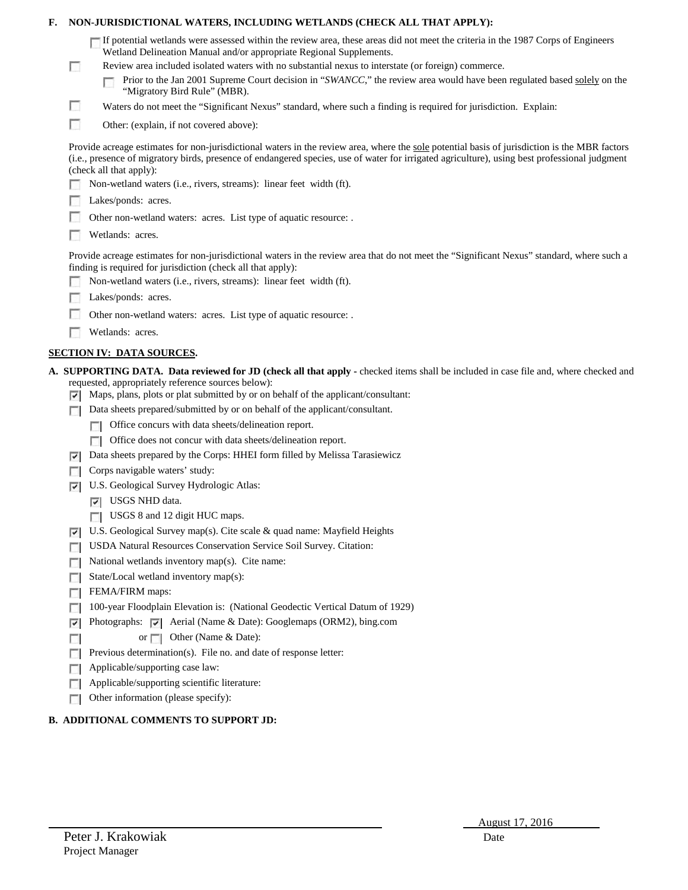**F. NON-JURISDICTIONAL WATERS, INCLUDING WETLANDS (CHECK ALL THAT APPLY):**

- [ ] If potential wetlands were assessed within the review area, these areas did not meet the criteria in the 1987 Corps of Engineers Wetland Delineation Manual and/or appropriate Regional Supplements.
- [ ] Review area included isolated waters with no substantial nexus to interstate (or foreign) commerce.
  - [ ] Prior to the Jan 2001 Supreme Court decision in "*SWANCC*," the review area would have been regulated based solely on the "Migratory Bird Rule" (MBR).
- [ ] Waters do not meet the "Significant Nexus" standard, where such a finding is required for jurisdiction. Explain:
- [ ] Other: (explain, if not covered above):

Provide acreage estimates for non-jurisdictional waters in the review area, where the sole potential basis of jurisdiction is the MBR factors (i.e., presence of migratory birds, presence of endangered species, use of water for irrigated agriculture), using best professional judgment (check all that apply):

- [ ] Non-wetland waters (i.e., rivers, streams): linear feet width (ft).
- [ ] Lakes/ponds: acres.
- [ ] Other non-wetland waters: acres. List type of aquatic resource: .
- [ ] Wetlands: acres.

Provide acreage estimates for non-jurisdictional waters in the review area that do not meet the "Significant Nexus" standard, where such a finding is required for jurisdiction (check all that apply):

- [ ] Non-wetland waters (i.e., rivers, streams): linear feet width (ft).
- [ ] Lakes/ponds: acres.
- [ ] Other non-wetland waters: acres. List type of aquatic resource: .
- [ ] Wetlands: acres.

## SECTION IV: DATA SOURCES.

**A. SUPPORTING DATA. Data reviewed for JD (check all that apply** - checked items shall be included in case file and, where checked and requested, appropriately reference sources below):

- [x] Maps, plans, plots or plat submitted by or on behalf of the applicant/consultant:
- [ ] Data sheets prepared/submitted by or on behalf of the applicant/consultant.
  - [ ] Office concurs with data sheets/delineation report.
  - [ ] Office does not concur with data sheets/delineation report.
- [x] Data sheets prepared by the Corps: HHEI form filled by Melissa Tarasiewicz
- [ ] Corps navigable waters' study:
- [x] U.S. Geological Survey Hydrologic Atlas:
  - [x] USGS NHD data.
  - [ ] USGS 8 and 12 digit HUC maps.
- [x] U.S. Geological Survey map(s). Cite scale & quad name: Mayfield Heights
- [ ] USDA Natural Resources Conservation Service Soil Survey. Citation:
- [ ] National wetlands inventory map(s). Cite name:
- [ ] State/Local wetland inventory map(s):
- [ ] FEMA/FIRM maps:
- [ ] 100-year Floodplain Elevation is: (National Geodectic Vertical Datum of 1929)
- [x] Photographs: [x] Aerial (Name & Date): Googlemaps (ORM2), bing.com
- [ ] or [ ] Other (Name & Date):
- [ ] Previous determination(s). File no. and date of response letter:
- [ ] Applicable/supporting case law:
- [ ] Applicable/supporting scientific literature:
- [ ] Other information (please specify):

**B. ADDITIONAL COMMENTS TO SUPPORT JD:**

Peter J. Krakowiak
Project Manager

August 17, 2016
Date